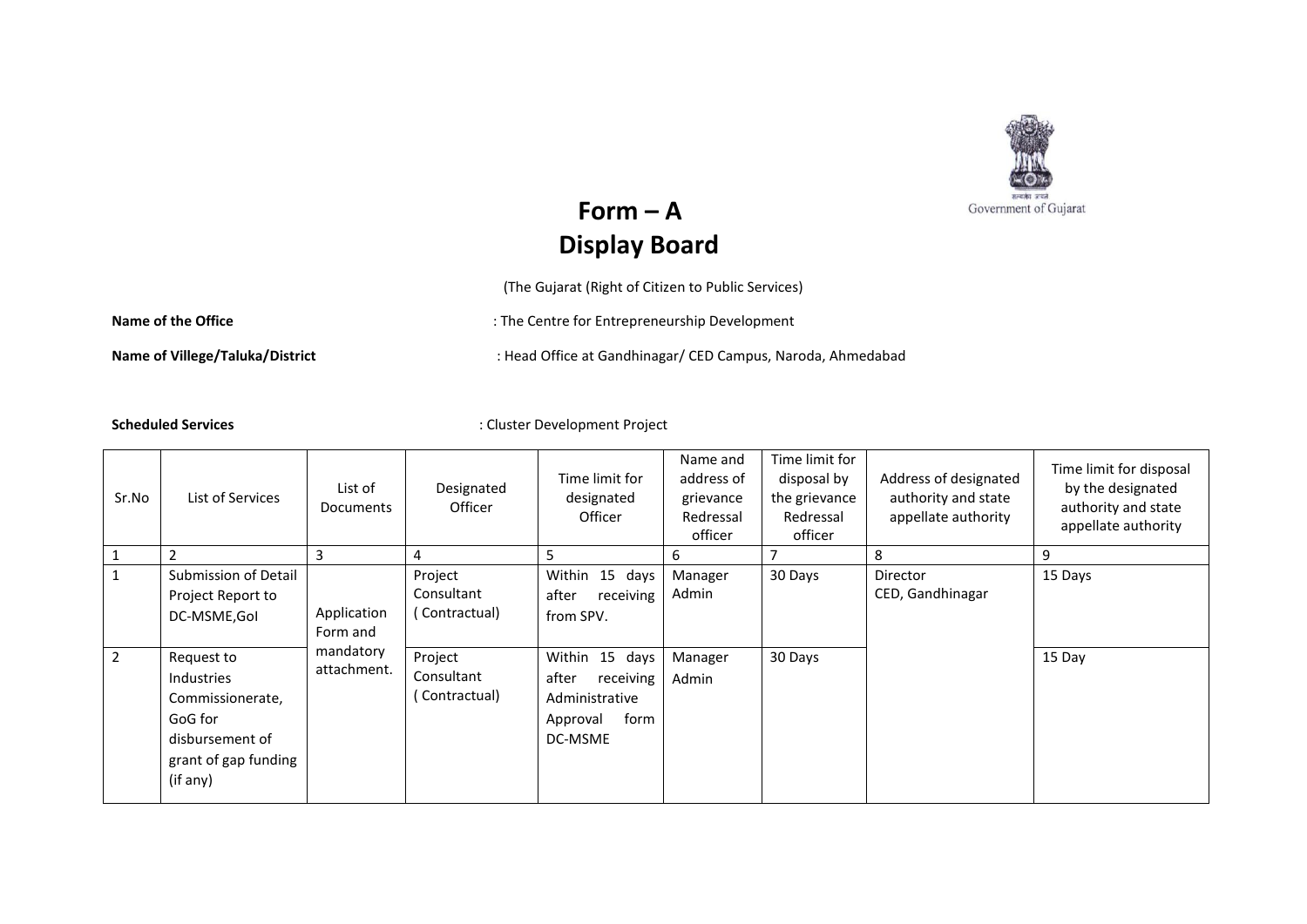Government of Gujarat

# Form – A
# Display Board

(The Gujarat (Right of Citizen to Public Services)

**Name of the Office** : The Centre for Entrepreneurship Development

**Name of Villege/Taluka/District** : Head Office at Gandhinagar/ CED Campus, Naroda, Ahmedabad

**Scheduled Services** : Cluster Development Project

| Sr.No | List of Services | List of Documents | Designated Officer | Time limit for designated Officer | Name and address of grievance Redressal officer | Time limit for disposal by the grievance Redressal officer | Address of designated authority and state appellate authority | Time limit for disposal by the designated authority and state appellate authority |
|---|---|---|---|---|---|---|---|---|
| 1 | 2 | 3 | 4 | 5 | 6 | 7 | 8 | 9 |
| 1 | Submission of Detail Project Report to DC-MSME,GoI | Application Form and mandatory attachment. | Project Consultant ( Contractual) | Within 15 days after receiving from SPV. | Manager Admin | 30 Days | Director CED, Gandhinagar | 15 Days |
| 2 | Request to Industries Commissionerate, GoG for disbursement of grant of gap funding (if any) | | Project Consultant ( Contractual) | Within 15 days after receiving Administrative Approval form DC-MSME | Manager Admin | 30 Days | | 15 Day |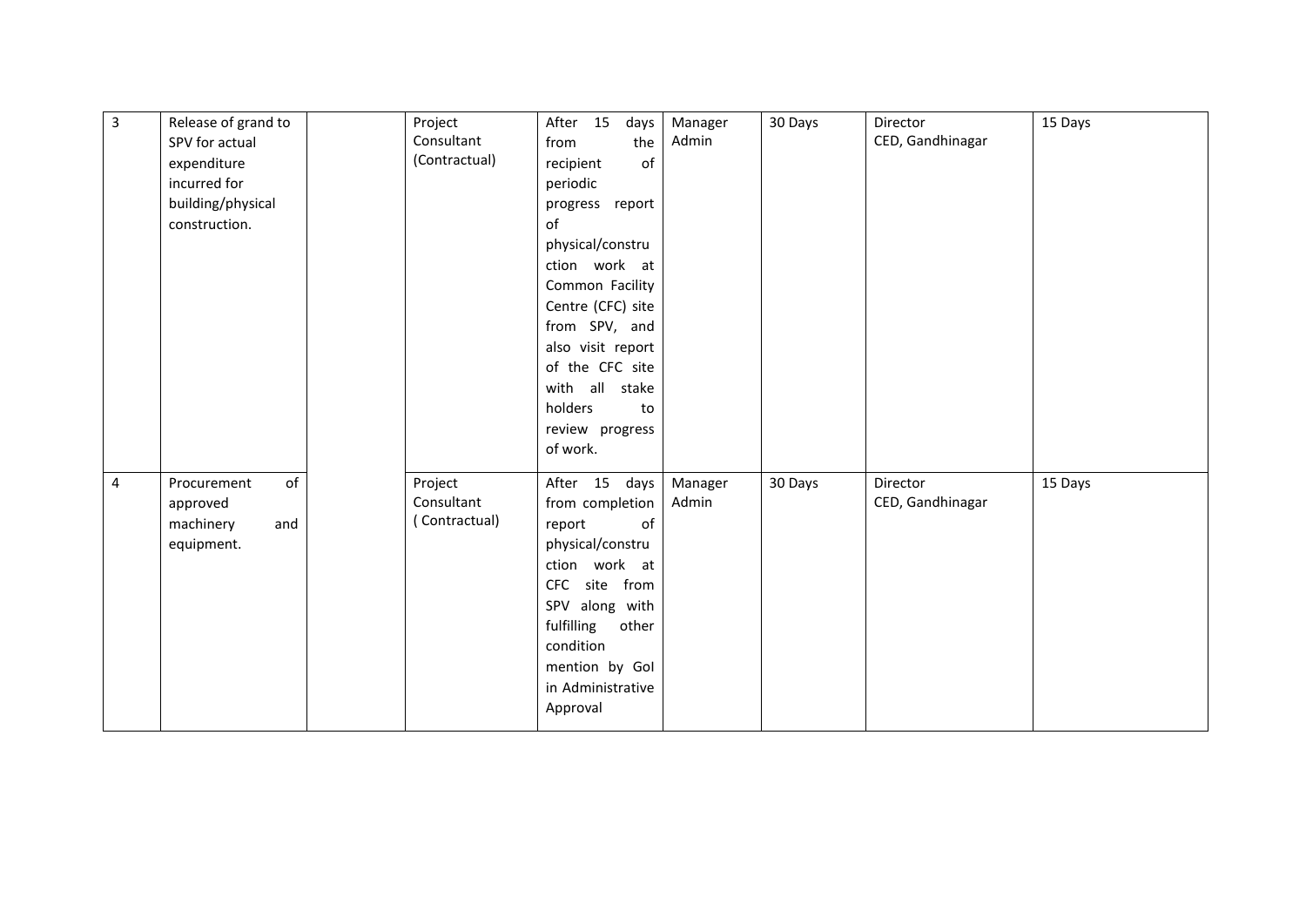| 3 | Release of grand to SPV for actual expenditure incurred for building/physical construction. | | Project Consultant (Contractual) | After 15 days from the recipient of periodic progress report of physical/construction work at Common Facility Centre (CFC) site from SPV, and also visit report of the CFC site with all stake holders to review progress of work. | Manager Admin | 30 Days | Director CED, Gandhinagar | 15 Days |
|---|---|---|---|---|---|---|---|---|
| 4 | Procurement of approved machinery and equipment. | | Project Consultant ( Contractual) | After 15 days from completion report of physical/construction work at CFC site from SPV along with fulfilling other condition mention by GoI in Administrative Approval | Manager Admin | 30 Days | Director CED, Gandhinagar | 15 Days |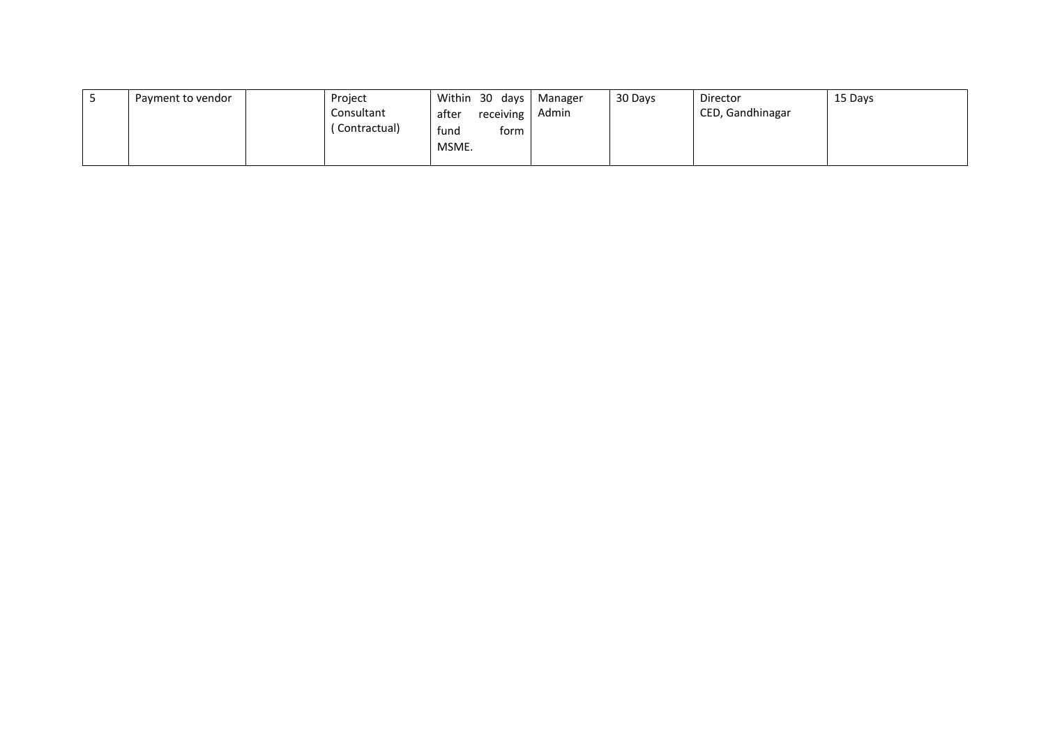| | | | | | | | | |
|---|---|---|---|---|---|---|---|---|
| 5 | Payment to vendor | | Project Consultant ( Contractual) | Within 30 days after receiving fund form MSME. | Manager Admin | 30 Days | Director CED, Gandhinagar | 15 Days |